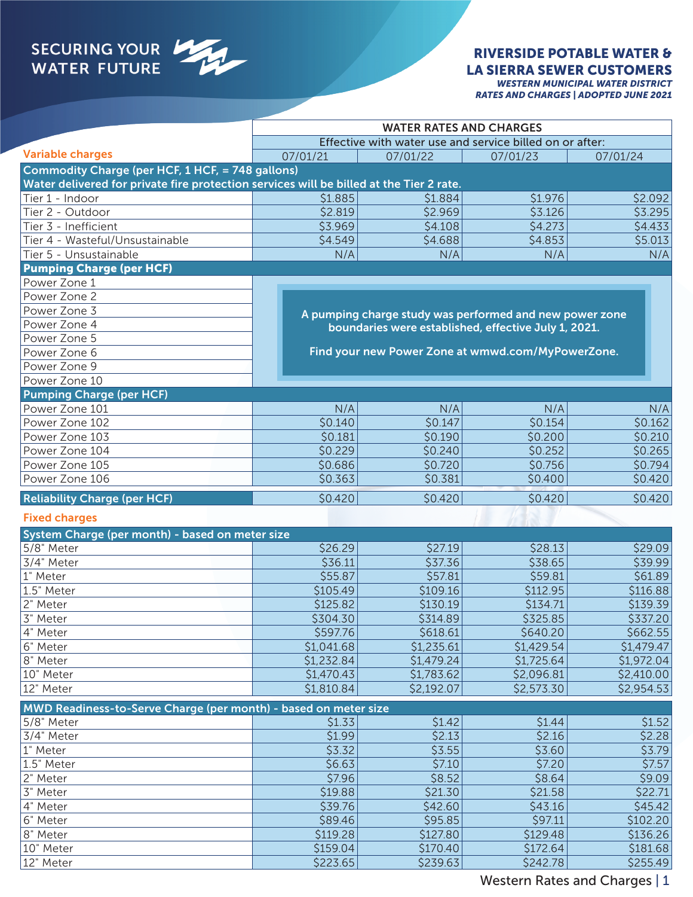SECURING YOUR WATER FUTURE

# RIVERSIDE POTABLE WATER & LA SIERRA SEWER CUSTOMERS

***WESTERN MUNICIPAL WATER DISTRICT***
***RATES AND CHARGES | ADOPTED JUNE 2021***

| | WATER RATES AND CHARGES | | | |
|---|---|---|---|---|
| | Effective with water use and service billed on or after: | | | |
| **Variable charges** | 07/01/21 | 07/01/22 | 07/01/23 | 07/01/24 |
| **Commodity Charge (per HCF, 1 HCF, = 748 gallons)** | | | | |
| **Water delivered for private fire protection services will be billed at the Tier 2 rate.** | | | | |
| Tier 1 - Indoor | $1.885 | $1.884 | $1.976 | $2.092 |
| Tier 2 - Outdoor | $2.819 | $2.969 | $3.126 | $3.295 |
| Tier 3 - Inefficient | $3.969 | $4.108 | $4.273 | $4.433 |
| Tier 4 - Wasteful/Unsustainable | $4.549 | $4.688 | $4.853 | $5.013 |
| Tier 5 - Unsustainable | N/A | N/A | N/A | N/A |
| **Pumping Charge (per HCF)** | | | | |
| Power Zone 1 | A pumping charge study was performed and new power zone boundaries were established, effective July 1, 2021. Find your new Power Zone at wmwd.com/MyPowerZone. | | | |
| Power Zone 2 | | | | |
| Power Zone 3 | | | | |
| Power Zone 4 | | | | |
| Power Zone 5 | | | | |
| Power Zone 6 | | | | |
| Power Zone 9 | | | | |
| Power Zone 10 | | | | |
| **Pumping Charge (per HCF)** | | | | |
| Power Zone 101 | N/A | N/A | N/A | N/A |
| Power Zone 102 | $0.140 | $0.147 | $0.154 | $0.162 |
| Power Zone 103 | $0.181 | $0.190 | $0.200 | $0.210 |
| Power Zone 104 | $0.229 | $0.240 | $0.252 | $0.265 |
| Power Zone 105 | $0.686 | $0.720 | $0.756 | $0.794 |
| Power Zone 106 | $0.363 | $0.381 | $0.400 | $0.420 |
| **Reliability Charge (per HCF)** | $0.420 | $0.420 | $0.420 | $0.420 |
| **Fixed charges** | | | | |
| **System Charge (per month) - based on meter size** | | | | |
| 5/8" Meter | $26.29 | $27.19 | $28.13 | $29.09 |
| 3/4" Meter | $36.11 | $37.36 | $38.65 | $39.99 |
| 1" Meter | $55.87 | $57.81 | $59.81 | $61.89 |
| 1.5" Meter | $105.49 | $109.16 | $112.95 | $116.88 |
| 2" Meter | $125.82 | $130.19 | $134.71 | $139.39 |
| 3" Meter | $304.30 | $314.89 | $325.85 | $337.20 |
| 4" Meter | $597.76 | $618.61 | $640.20 | $662.55 |
| 6" Meter | $1,041.68 | $1,235.61 | $1,429.54 | $1,479.47 |
| 8" Meter | $1,232.84 | $1,479.24 | $1,725.64 | $1,972.04 |
| 10" Meter | $1,470.43 | $1,783.62 | $2,096.81 | $2,410.00 |
| 12" Meter | $1,810.84 | $2,192.07 | $2,573.30 | $2,954.53 |
| **MWD Readiness-to-Serve Charge (per month) - based on meter size** | | | | |
| 5/8" Meter | $1.33 | $1.42 | $1.44 | $1.52 |
| 3/4" Meter | $1.99 | $2.13 | $2.16 | $2.28 |
| 1" Meter | $3.32 | $3.55 | $3.60 | $3.79 |
| 1.5" Meter | $6.63 | $7.10 | $7.20 | $7.57 |
| 2" Meter | $7.96 | $8.52 | $8.64 | $9.09 |
| 3" Meter | $19.88 | $21.30 | $21.58 | $22.71 |
| 4" Meter | $39.76 | $42.60 | $43.16 | $45.42 |
| 6" Meter | $89.46 | $95.85 | $97.11 | $102.20 |
| 8" Meter | $119.28 | $127.80 | $129.48 | $136.26 |
| 10" Meter | $159.04 | $170.40 | $172.64 | $181.68 |
| 12" Meter | $223.65 | $239.63 | $242.78 | $255.49 |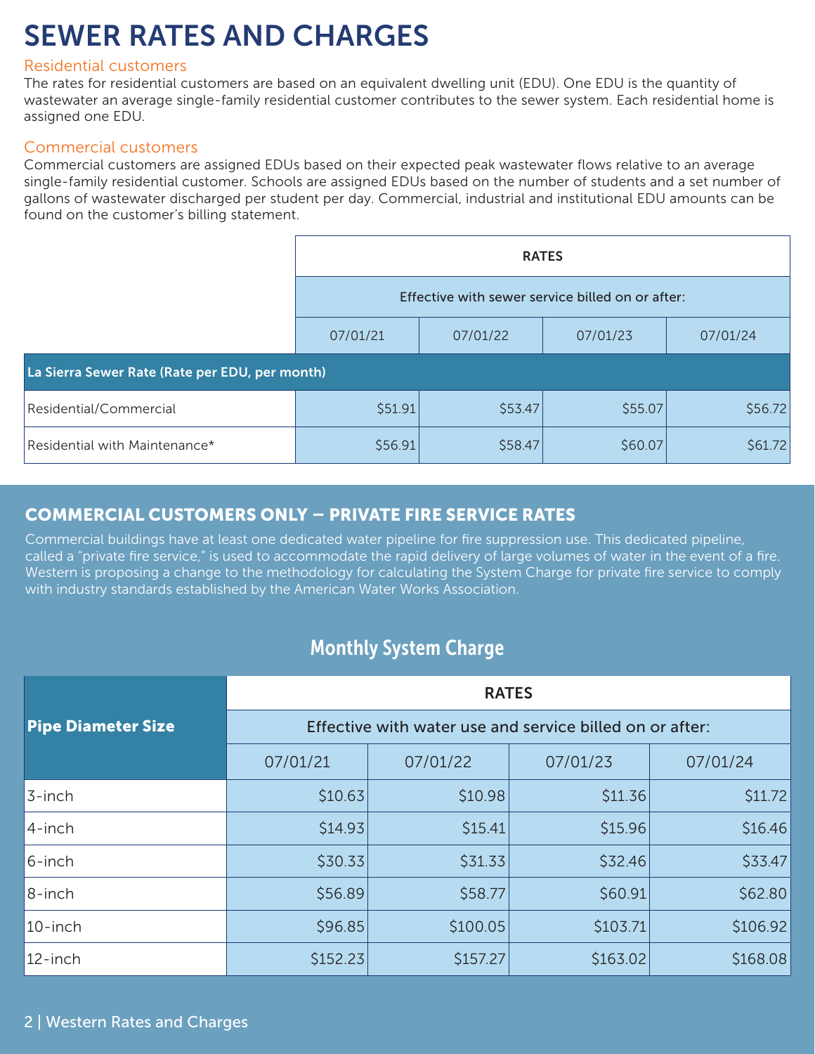# SEWER RATES AND CHARGES

## Residential customers

The rates for residential customers are based on an equivalent dwelling unit (EDU). One EDU is the quantity of wastewater an average single-family residential customer contributes to the sewer system. Each residential home is assigned one EDU.

## Commercial customers

Commercial customers are assigned EDUs based on their expected peak wastewater flows relative to an average single-family residential customer. Schools are assigned EDUs based on the number of students and a set number of gallons of wastewater discharged per student per day. Commercial, industrial and institutional EDU amounts can be found on the customer's billing statement.

| | RATES | | | |
|---|---|---|---|---|
| | Effective with sewer service billed on or after: | | | |
| | 07/01/21 | 07/01/22 | 07/01/23 | 07/01/24 |
| **La Sierra Sewer Rate (Rate per EDU, per month)** | | | | |
| Residential/Commercial | $51.91 | $53.47 | $55.07 | $56.72 |
| Residential with Maintenance* | $56.91 | $58.47 | $60.07 | $61.72 |

## COMMERCIAL CUSTOMERS ONLY – PRIVATE FIRE SERVICE RATES

Commercial buildings have at least one dedicated water pipeline for fire suppression use. This dedicated pipeline, called a "private fire service," is used to accommodate the rapid delivery of large volumes of water in the event of a fire. Western is proposing a change to the methodology for calculating the System Charge for private fire service to comply with industry standards established by the American Water Works Association.

### Monthly System Charge

| Pipe Diameter Size | RATES | | | |
|---|---|---|---|---|
| | Effective with water use and service billed on or after: | | | |
| | 07/01/21 | 07/01/22 | 07/01/23 | 07/01/24 |
| 3-inch | $10.63 | $10.98 | $11.36 | $11.72 |
| 4-inch | $14.93 | $15.41 | $15.96 | $16.46 |
| 6-inch | $30.33 | $31.33 | $32.46 | $33.47 |
| 8-inch | $56.89 | $58.77 | $60.91 | $62.80 |
| 10-inch | $96.85 | $100.05 | $103.71 | $106.92 |
| 12-inch | $152.23 | $157.27 | $163.02 | $168.08 |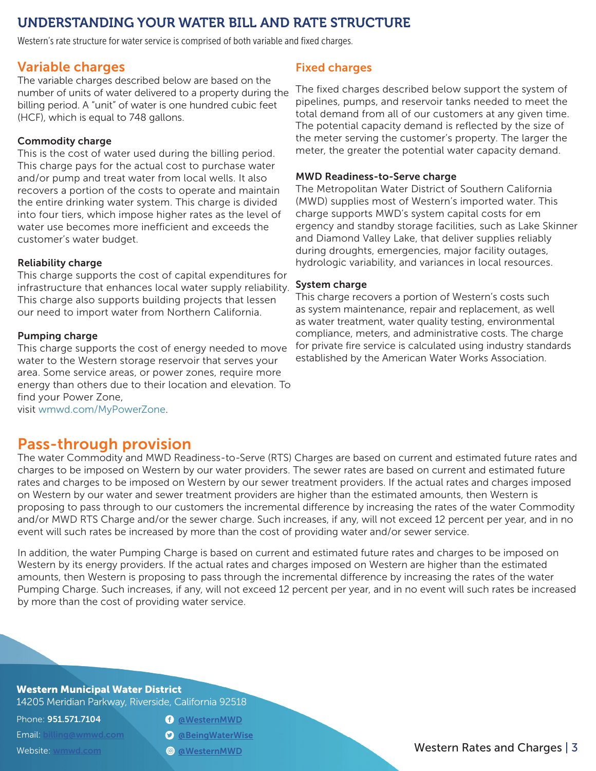# UNDERSTANDING YOUR WATER BILL AND RATE STRUCTURE

Western's rate structure for water service is comprised of both variable and fixed charges.

## Variable charges

The variable charges described below are based on the number of units of water delivered to a property during the billing period. A "unit" of water is one hundred cubic feet (HCF), which is equal to 748 gallons.

### Commodity charge

This is the cost of water used during the billing period. This charge pays for the actual cost to purchase water and/or pump and treat water from local wells. It also recovers a portion of the costs to operate and maintain the entire drinking water system. This charge is divided into four tiers, which impose higher rates as the level of water use becomes more inefficient and exceeds the customer's water budget.

### Reliability charge

This charge supports the cost of capital expenditures for infrastructure that enhances local water supply reliability. This charge also supports building projects that lessen our need to import water from Northern California.

### Pumping charge

This charge supports the cost of energy needed to move water to the Western storage reservoir that serves your area. Some service areas, or power zones, require more energy than others due to their location and elevation. To find your Power Zone,
visit wmwd.com/MyPowerZone.

## Fixed charges

The fixed charges described below support the system of pipelines, pumps, and reservoir tanks needed to meet the total demand from all of our customers at any given time. The potential capacity demand is reflected by the size of the meter serving the customer's property. The larger the meter, the greater the potential water capacity demand.

### MWD Readiness-to-Serve charge

The Metropolitan Water District of Southern California (MWD) supplies most of Western's imported water. This charge supports MWD's system capital costs for em ergency and standby storage facilities, such as Lake Skinner and Diamond Valley Lake, that deliver supplies reliably during droughts, emergencies, major facility outages, hydrologic variability, and variances in local resources.

### System charge

This charge recovers a portion of Western's costs such as system maintenance, repair and replacement, as well as water treatment, water quality testing, environmental compliance, meters, and administrative costs. The charge for private fire service is calculated using industry standards established by the American Water Works Association.

## Pass-through provision

The water Commodity and MWD Readiness-to-Serve (RTS) Charges are based on current and estimated future rates and charges to be imposed on Western by our water providers. The sewer rates are based on current and estimated future rates and charges to be imposed on Western by our sewer treatment providers. If the actual rates and charges imposed on Western by our water and sewer treatment providers are higher than the estimated amounts, then Western is proposing to pass through to our customers the incremental difference by increasing the rates of the water Commodity and/or MWD RTS Charge and/or the sewer charge. Such increases, if any, will not exceed 12 percent per year, and in no event will such rates be increased by more than the cost of providing water and/or sewer service.

In addition, the water Pumping Charge is based on current and estimated future rates and charges to be imposed on Western by its energy providers. If the actual rates and charges imposed on Western are higher than the estimated amounts, then Western is proposing to pass through the incremental difference by increasing the rates of the water Pumping Charge. Such increases, if any, will not exceed 12 percent per year, and in no event will such rates be increased by more than the cost of providing water service.

**Western Municipal Water District**
14205 Meridian Parkway, Riverside, California 92518

Phone: **951.571.7104**
Email: billing@wmwd.com
Website: wmwd.com

@WesternMWD
@BeingWaterWise
@WesternMWD

Western Rates and Charges